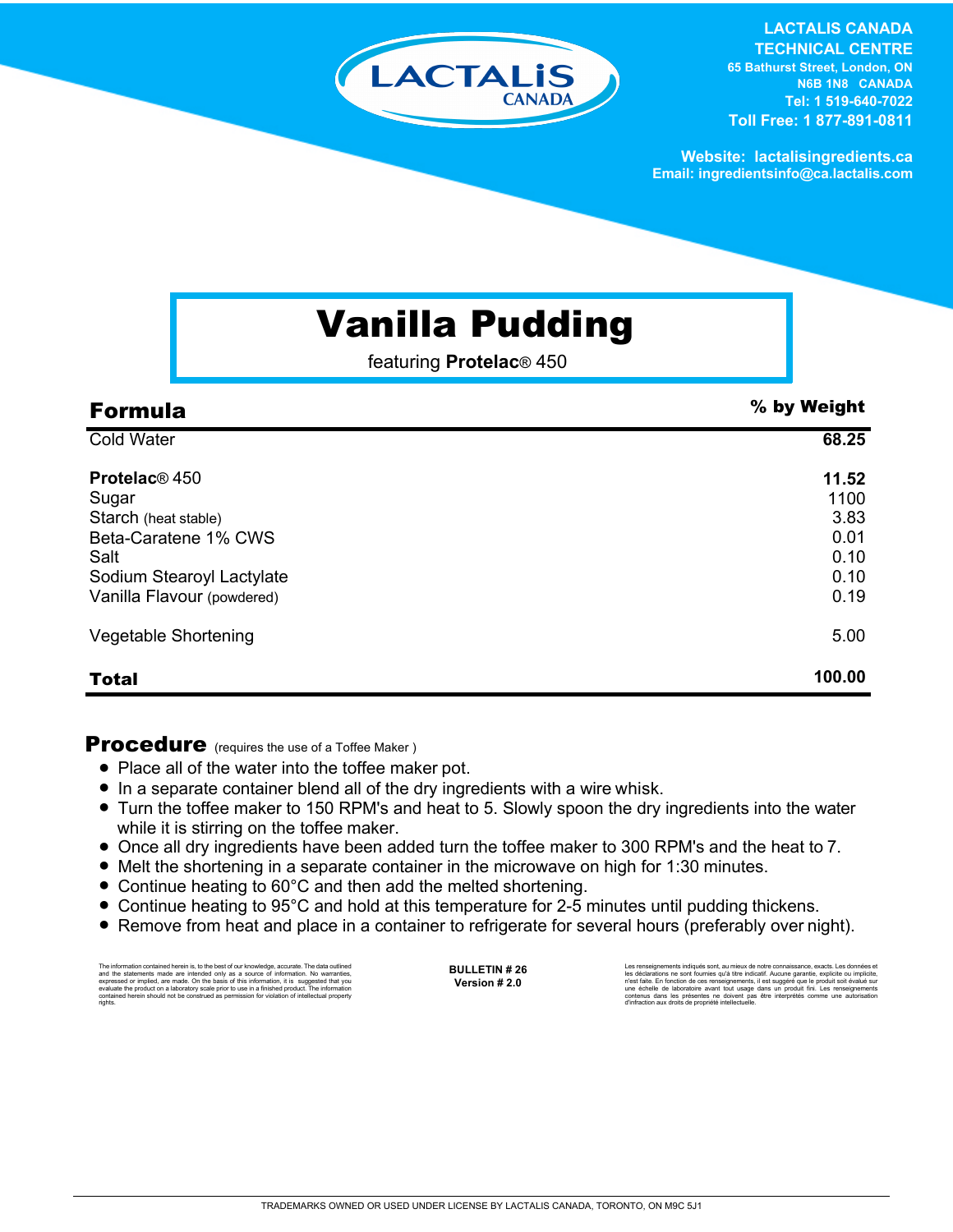LACTALIS CANADA

**LACTALIS CANADA TECHNICAL CENTRE**
65 Bathurst Street, London, ON
N6B 1N8 CANADA
Tel: 1 519-640-7022
Toll Free: 1 877-891-0811

Website: lactalisingredients.ca
Email: ingredientsinfo@ca.lactalis.com

# Vanilla Pudding

featuring **Protelac**® 450

| **Formula** | **% by Weight** |
|---|---|
| Cold Water | **68.25** |
| **Protelac**® 450 | **11.52** |
| Sugar | 1100 |
| Starch (heat stable) | 3.83 |
| Beta-Caratene 1% CWS | 0.01 |
| Salt | 0.10 |
| Sodium Stearoyl Lactylate | 0.10 |
| Vanilla Flavour (powdered) | 0.19 |
| Vegetable Shortening | 5.00 |
| **Total** | **100.00** |

## Procedure (requires the use of a Toffee Maker )

- Place all of the water into the toffee maker pot.
- In a separate container blend all of the dry ingredients with a wire whisk.
- Turn the toffee maker to 150 RPM's and heat to 5. Slowly spoon the dry ingredients into the water while it is stirring on the toffee maker.
- Once all dry ingredients have been added turn the toffee maker to 300 RPM's and the heat to 7.
- Melt the shortening in a separate container in the microwave on high for 1:30 minutes.
- Continue heating to 60°C and then add the melted shortening.
- Continue heating to 95°C and hold at this temperature for 2-5 minutes until pudding thickens.
- Remove from heat and place in a container to refrigerate for several hours (preferably over night).

The information contained herein is, to the best of our knowledge, accurate. The data outlined and the statements made are intended only as a source of information. No warranties, expressed or implied, are made. On the basis of this information, it is suggested that you evaluate the product on a laboratory scale prior to use in a finished product. The information contained herein should not be construed as permission for violation of intellectual property rights.

**BULLETIN # 26**
**Version # 2.0**

Les renseignements indiqués sont, au mieux de notre connaissance, exacts. Les données et les déclarations ne sont fournies qu'à titre indicatif. Aucune garantie, explicite ou implicite, n'est faite. En fonction de ces renseignements, il est suggéré que le produit soit évalué sur une échelle de laboratoire avant tout usage dans un produit fini. Les renseignements contenus dans les présentes ne doivent pas être interprétés comme une autorisation d'infraction aux droits de propriété intellectuelle.

TRADEMARKS OWNED OR USED UNDER LICENSE BY LACTALIS CANADA, TORONTO, ON M9C 5J1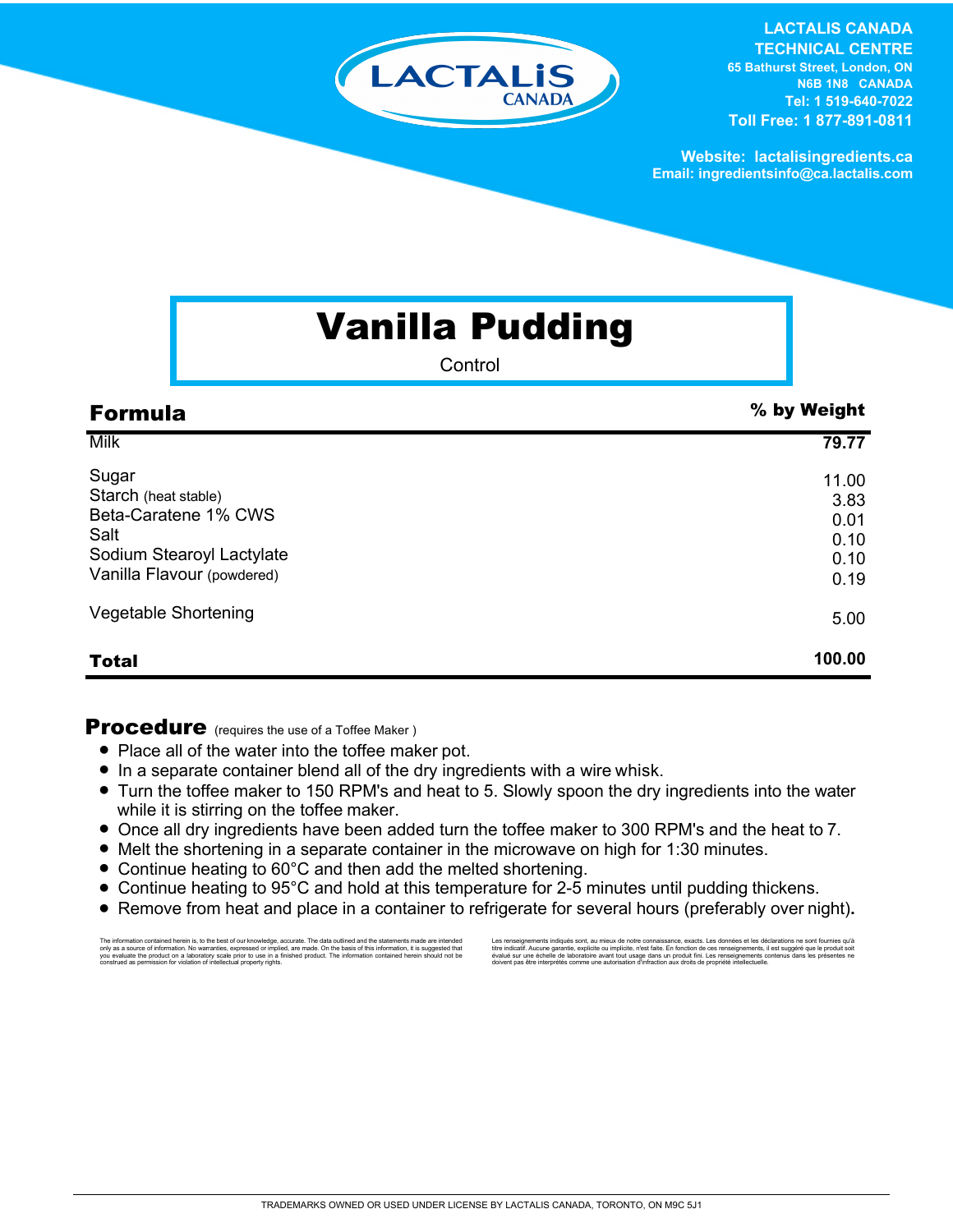LACTALIS CANADA
TECHNICAL CENTRE
65 Bathurst Street, London, ON
N6B 1N8 CANADA
Tel: 1 519-640-7022
Toll Free: 1 877-891-0811

Website: lactalisingredients.ca
Email: ingredientsinfo@ca.lactalis.com

# Vanilla Pudding

Control

| Formula | % by Weight |
|---|---|
| Milk | **79.77** |
| Sugar | 11.00 |
| Starch (heat stable) | 3.83 |
| Beta-Caratene 1% CWS | 0.01 |
| Salt | 0.10 |
| Sodium Stearoyl Lactylate | 0.10 |
| Vanilla Flavour (powdered) | 0.19 |
| Vegetable Shortening | 5.00 |
| **Total** | **100.00** |

## Procedure (requires the use of a Toffee Maker )

- Place all of the water into the toffee maker pot.
- In a separate container blend all of the dry ingredients with a wire whisk.
- Turn the toffee maker to 150 RPM's and heat to 5. Slowly spoon the dry ingredients into the water while it is stirring on the toffee maker.
- Once all dry ingredients have been added turn the toffee maker to 300 RPM's and the heat to 7.
- Melt the shortening in a separate container in the microwave on high for 1:30 minutes.
- Continue heating to 60°C and then add the melted shortening.
- Continue heating to 95°C and hold at this temperature for 2-5 minutes until pudding thickens.
- Remove from heat and place in a container to refrigerate for several hours (preferably over night).

The information contained herein is, to the best of our knowledge, accurate. The data outlined and the statements made are intended only as a source of information. No warranties, expressed or implied, are made. On the basis of this information, it is suggested that you evaluate the product on a laboratory scale prior to use in a finished product. The information contained herein should not be construed as permission for violation of intellectual property rights.

Les renseignements indiqués sont, au mieux de notre connaissance, exacts. Les données et les déclarations ne sont fournies qu'à titre indicatif. Aucune garantie, explicite ou implicite, n'est faite. En fonction de ces renseignements, il est suggéré que le produit soit évalué sur une échelle de laboratoire avant tout usage dans un produit fini. Les renseignements contenus dans les présentes ne doivent pas être interprétés comme une autorisation d'infraction aux droits de propriété intellectuelle.

TRADEMARKS OWNED OR USED UNDER LICENSE BY LACTALIS CANADA, TORONTO, ON M9C 5J1